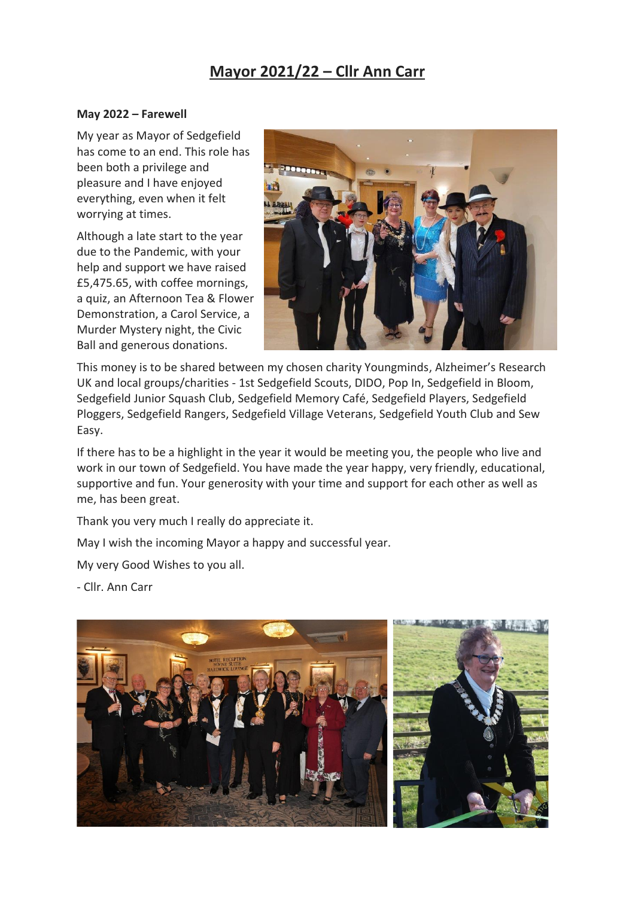# Mayor 2021/22 – Cllr Ann Carr

**May 2022 – Farewell**

My year as Mayor of Sedgefield has come to an end. This role has been both a privilege and pleasure and I have enjoyed everything, even when it felt worrying at times.

Although a late start to the year due to the Pandemic, with your help and support we have raised £5,475.65, with coffee mornings, a quiz, an Afternoon Tea & Flower Demonstration, a Carol Service, a Murder Mystery night, the Civic Ball and generous donations.

This money is to be shared between my chosen charity Youngminds, Alzheimer's Research UK and local groups/charities - 1st Sedgefield Scouts, DIDO, Pop In, Sedgefield in Bloom, Sedgefield Junior Squash Club, Sedgefield Memory Café, Sedgefield Players, Sedgefield Ploggers, Sedgefield Rangers, Sedgefield Village Veterans, Sedgefield Youth Club and Sew Easy.

If there has to be a highlight in the year it would be meeting you, the people who live and work in our town of Sedgefield. You have made the year happy, very friendly, educational, supportive and fun. Your generosity with your time and support for each other as well as me, has been great.

Thank you very much I really do appreciate it.

May I wish the incoming Mayor a happy and successful year.

My very Good Wishes to you all.

- Cllr. Ann Carr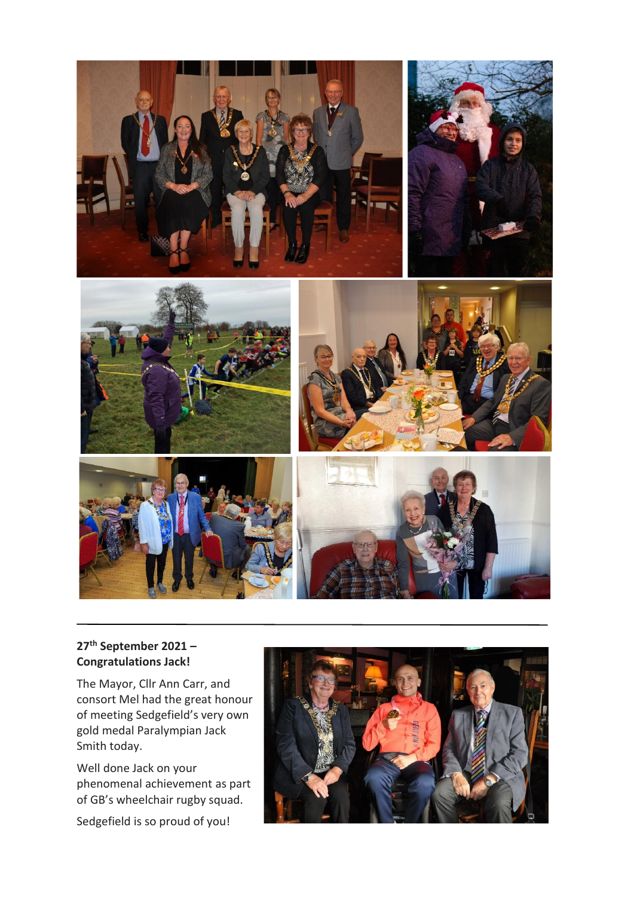**27th September 2021 – Congratulations Jack!**

The Mayor, Cllr Ann Carr, and consort Mel had the great honour of meeting Sedgefield's very own gold medal Paralympian Jack Smith today.

Well done Jack on your phenomenal achievement as part of GB's wheelchair rugby squad.

Sedgefield is so proud of you!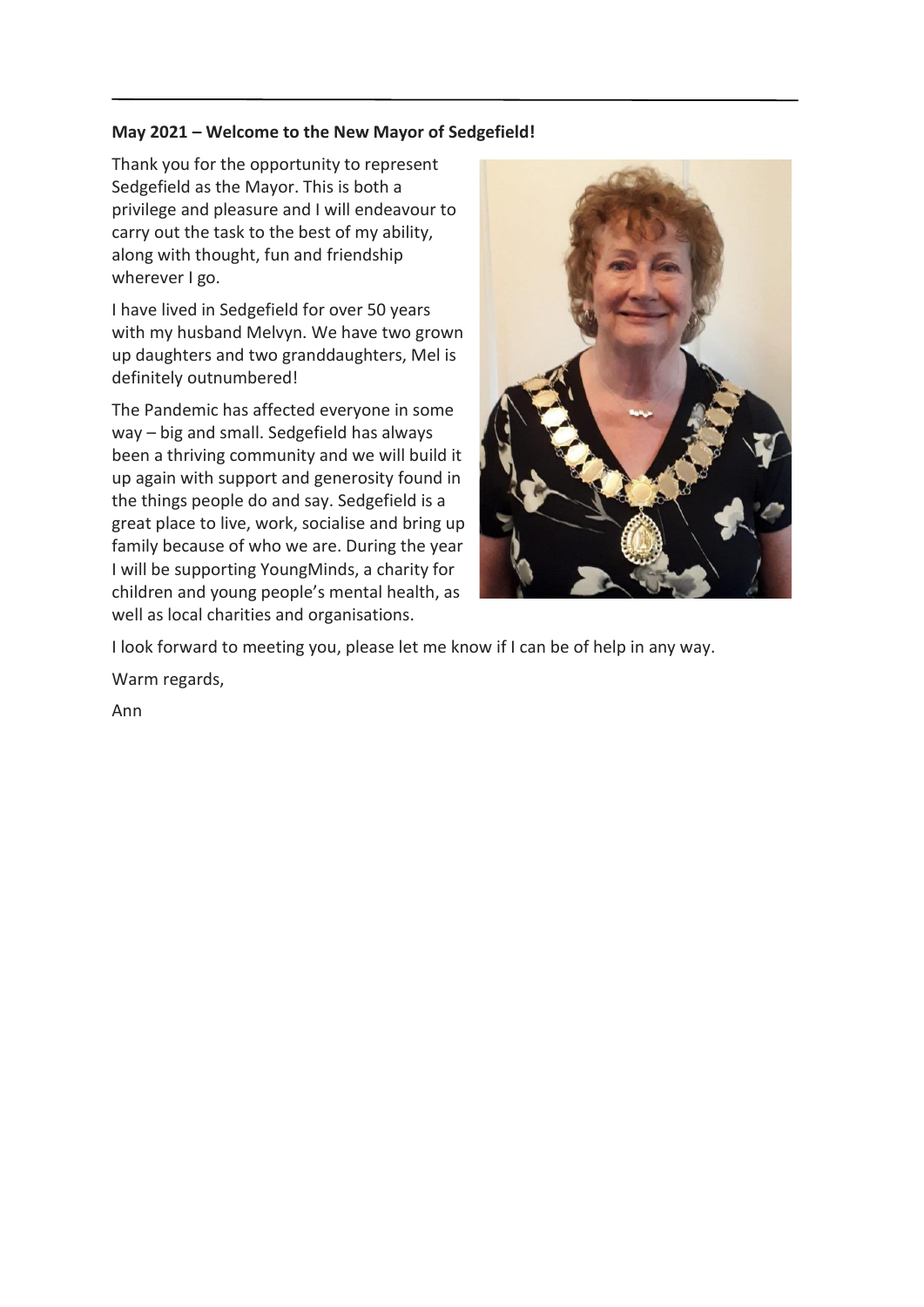**May 2021 – Welcome to the New Mayor of Sedgefield!**

Thank you for the opportunity to represent Sedgefield as the Mayor. This is both a privilege and pleasure and I will endeavour to carry out the task to the best of my ability, along with thought, fun and friendship wherever I go.

I have lived in Sedgefield for over 50 years with my husband Melvyn. We have two grown up daughters and two granddaughters, Mel is definitely outnumbered!

The Pandemic has affected everyone in some way – big and small. Sedgefield has always been a thriving community and we will build it up again with support and generosity found in the things people do and say. Sedgefield is a great place to live, work, socialise and bring up family because of who we are. During the year I will be supporting YoungMinds, a charity for children and young people's mental health, as well as local charities and organisations.

I look forward to meeting you, please let me know if I can be of help in any way.

Warm regards,

Ann